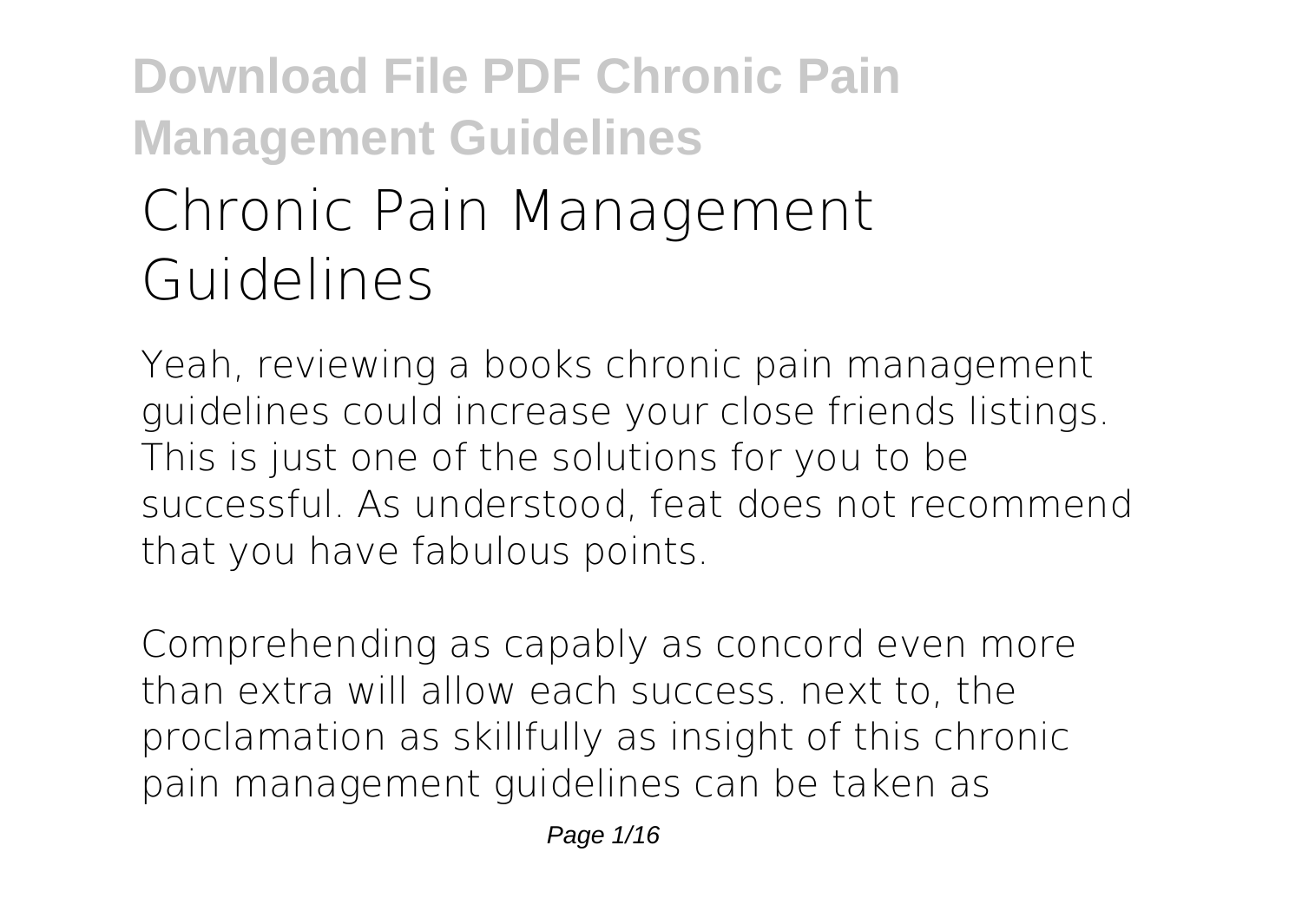# Chronic Pain Management Guidelines

Yeah, reviewing a books **chronic pain management guidelines** could increase your close friends listings. This is just one of the solutions for you to be successful. As understood, feat does not recommend that you have fabulous points.

Comprehending as capably as concord even more than extra will allow each success. next to, the proclamation as skillfully as insight of this chronic pain management guidelines can be taken as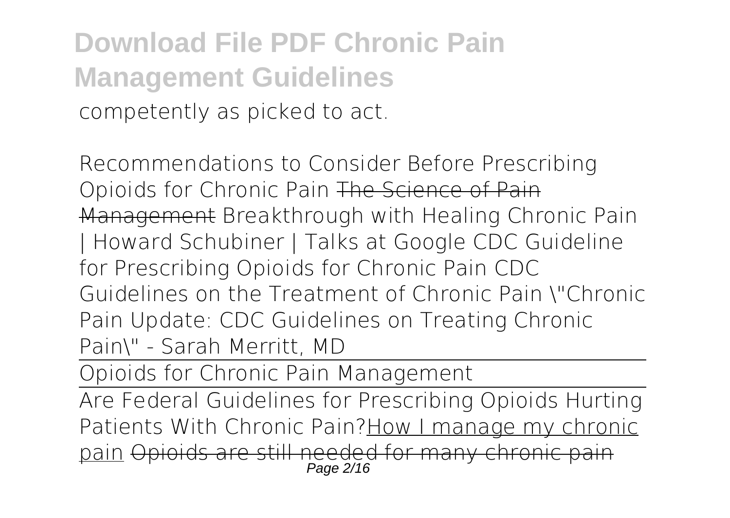competently as picked to act.

*Recommendations to Consider Before Prescribing Opioids for Chronic Pain* ~~The Science of Pain Management~~ *Breakthrough with Healing Chronic Pain | Howard Schubiner | Talks at Google* *CDC Guideline for Prescribing Opioids for Chronic Pain* *CDC Guidelines on the Treatment of Chronic Pain* *"Chronic Pain Update: CDC Guidelines on Treating Chronic Pain" - Sarah Merritt, MD*

Opioids for Chronic Pain Management

Are Federal Guidelines for Prescribing Opioids Hurting Patients With Chronic Pain?How I manage my chronic pain ~~Opioids are still needed for many chronic pain~~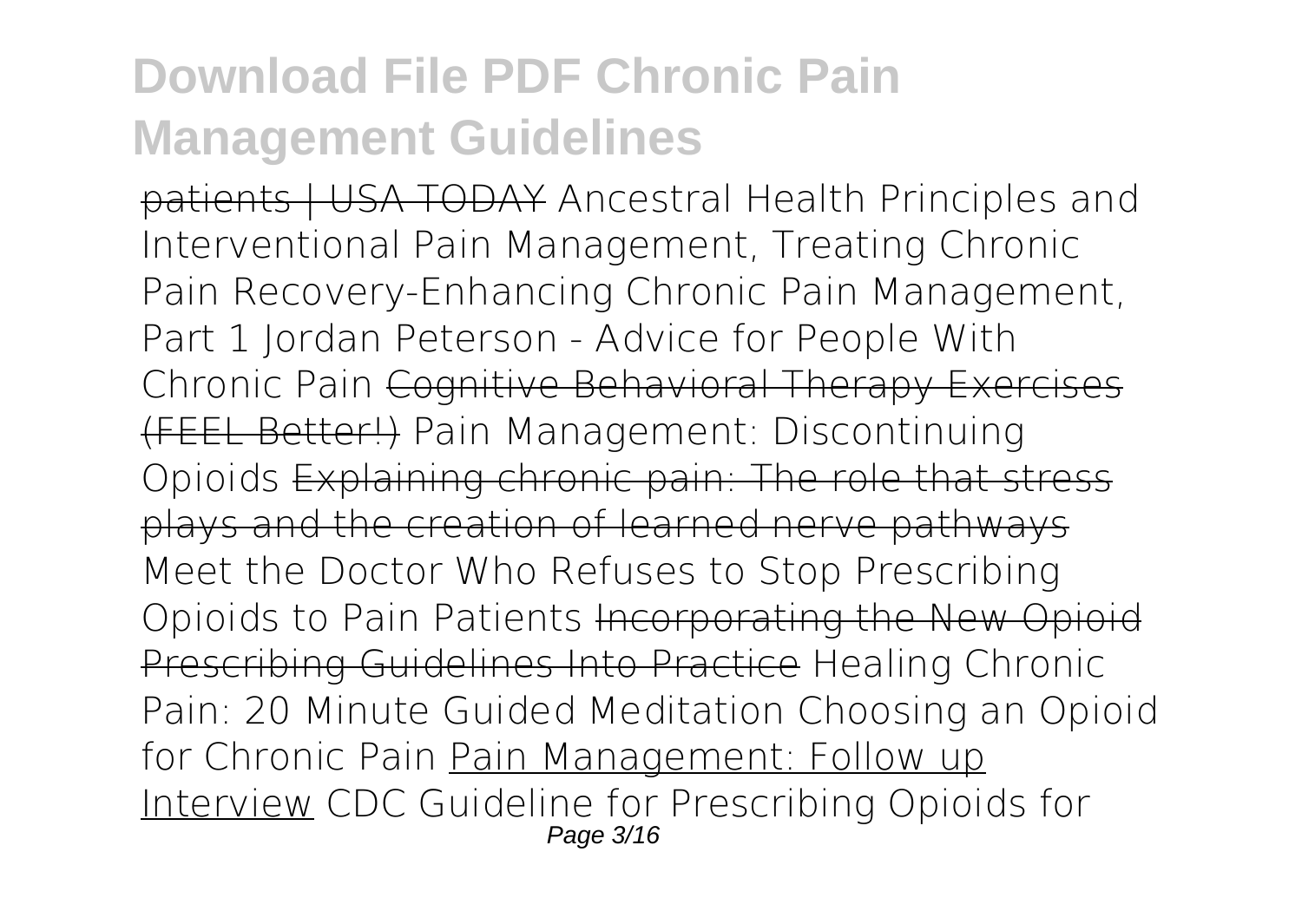~~patients | USA TODAY~~ Ancestral Health Principles and Interventional Pain Management, Treating Chronic Pain Recovery-Enhancing Chronic Pain Management, Part 1 Jordan Peterson - Advice for People With Chronic Pain ~~Cognitive Behavioral Therapy Exercises (FEEL Better!)~~ Pain Management: Discontinuing Opioids ~~Explaining chronic pain: The role that stress plays and the creation of learned nerve pathways~~ Meet the Doctor Who Refuses to Stop Prescribing Opioids to Pain Patients ~~Incorporating the New Opioid Prescribing Guidelines Into Practice~~ Healing Chronic Pain: 20 Minute Guided Meditation Choosing an Opioid for Chronic Pain Pain Management: Follow up Interview CDC Guideline for Prescribing Opioids for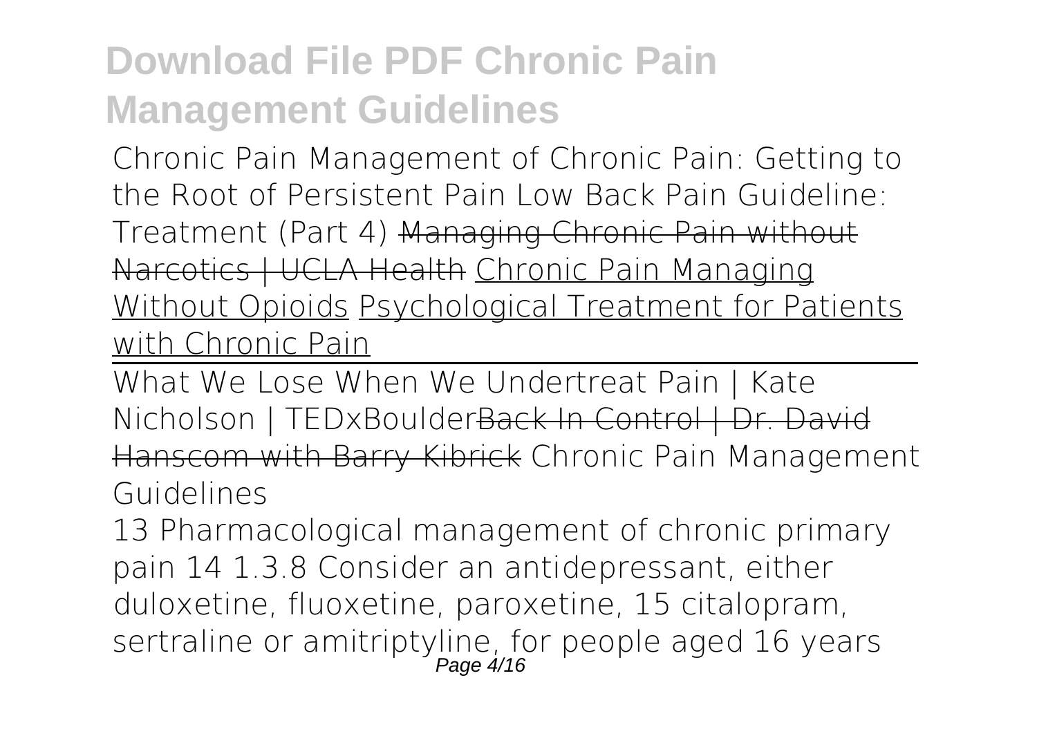# Download File PDF Chronic Pain Management Guidelines

Chronic Pain Management of Chronic Pain: Getting to the Root of Persistent Pain Low Back Pain Guideline: Treatment (Part 4) ~~Managing Chronic Pain without Narcotics | UCLA Health~~ Chronic Pain Managing Without Opioids Psychological Treatment for Patients with Chronic Pain

~~What We Lose When We Undertreat Pain | Kate Nicholson | TEDxBoulder~~~~Back In Control | Dr. David Hanscom with Barry Kibrick~~ Chronic Pain Management Guidelines

13 Pharmacological management of chronic primary pain 14 1.3.8 Consider an antidepressant, either duloxetine, fluoxetine, paroxetine, 15 citalopram, sertraline or amitriptyline, for people aged 16 years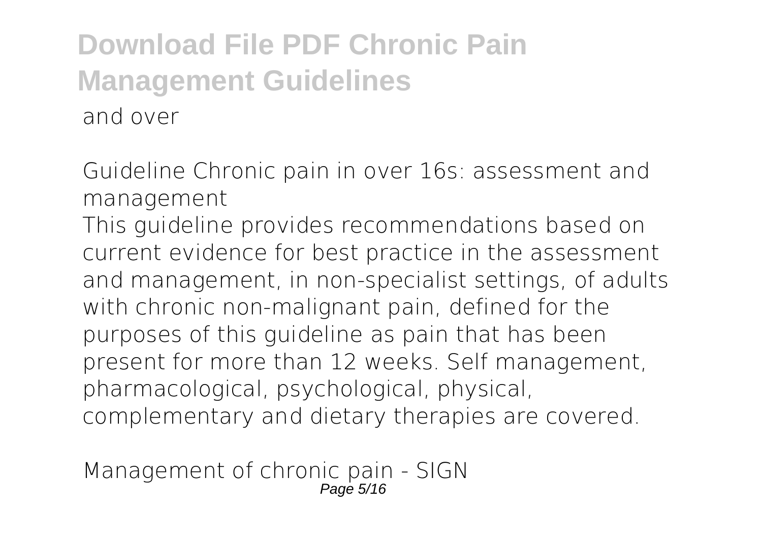and over

**Guideline Chronic pain in over 16s: assessment and management**

This guideline provides recommendations based on current evidence for best practice in the assessment and management, in non-specialist settings, of adults with chronic non-malignant pain, defined for the purposes of this guideline as pain that has been present for more than 12 weeks. Self management, pharmacological, psychological, physical, complementary and dietary therapies are covered.

**Management of chronic pain - SIGN**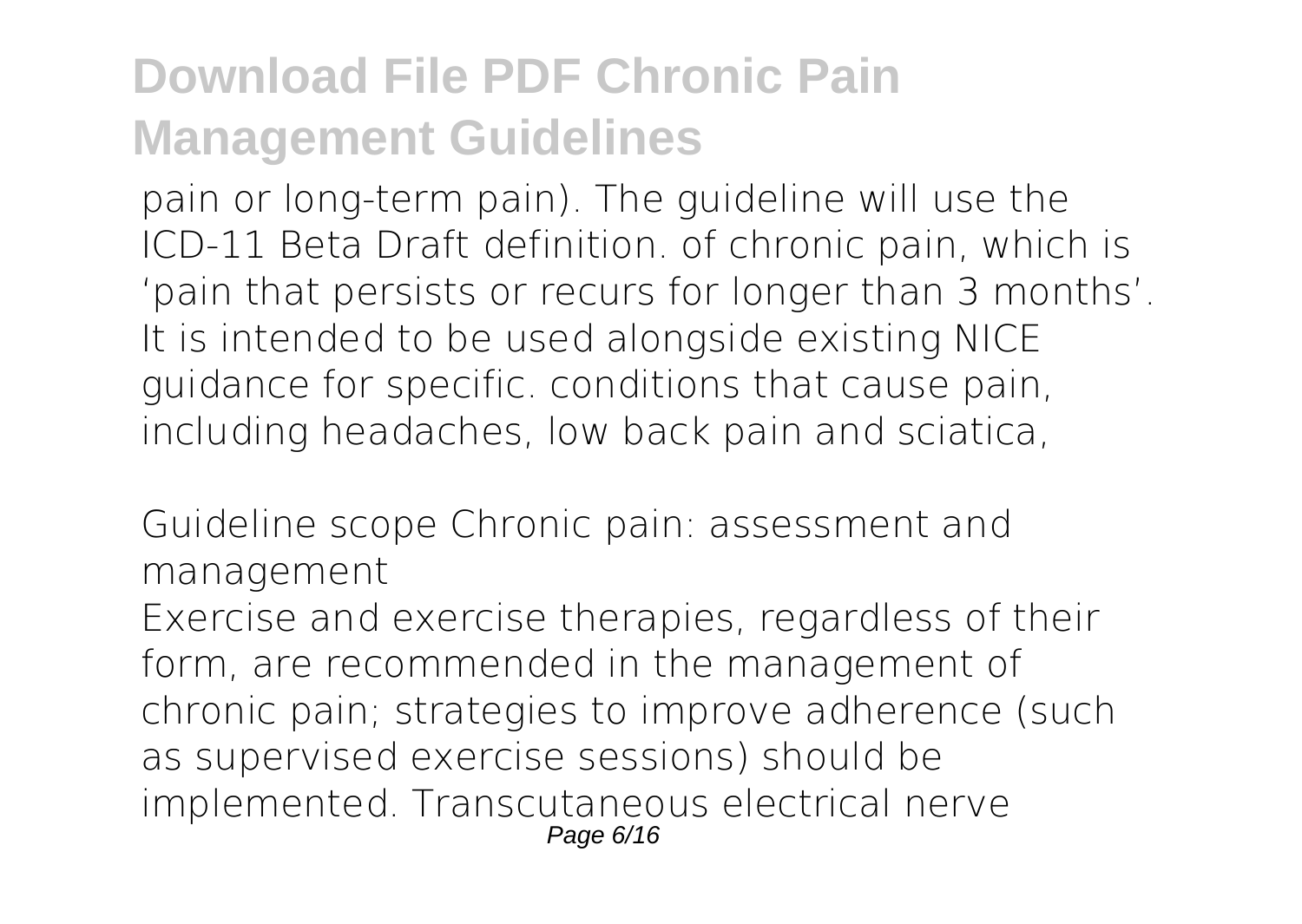pain or long-term pain). The guideline will use the ICD-11 Beta Draft definition. of chronic pain, which is 'pain that persists or recurs for longer than 3 months'. It is intended to be used alongside existing NICE guidance for specific. conditions that cause pain, including headaches, low back pain and sciatica,

*Guideline scope Chronic pain: assessment and management*

Exercise and exercise therapies, regardless of their form, are recommended in the management of chronic pain; strategies to improve adherence (such as supervised exercise sessions) should be implemented. Transcutaneous electrical nerve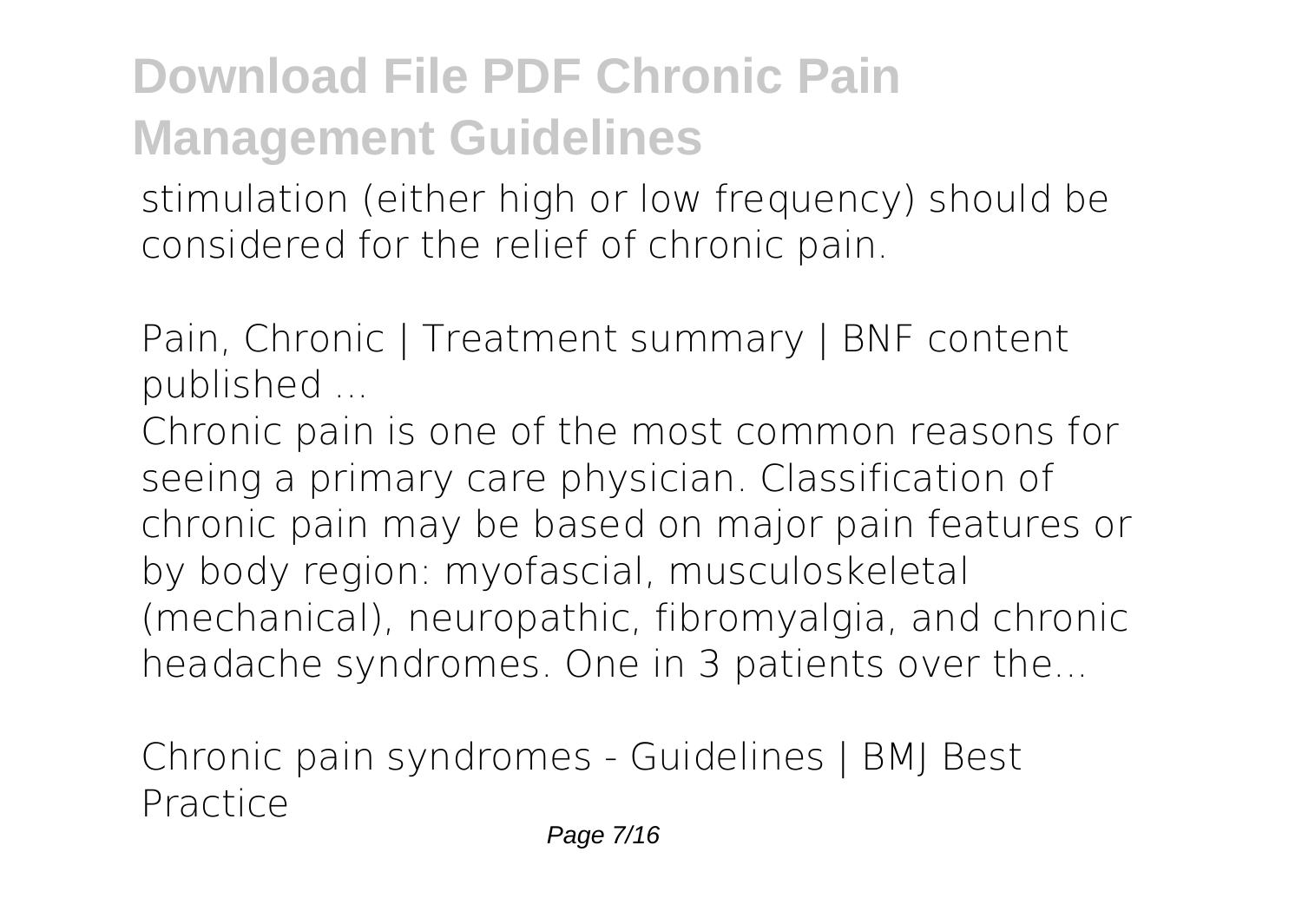stimulation (either high or low frequency) should be considered for the relief of chronic pain.

Pain, Chronic | Treatment summary | BNF content published ...

Chronic pain is one of the most common reasons for seeing a primary care physician. Classification of chronic pain may be based on major pain features or by body region: myofascial, musculoskeletal (mechanical), neuropathic, fibromyalgia, and chronic headache syndromes. One in 3 patients over the...

Chronic pain syndromes - Guidelines | BMJ Best Practice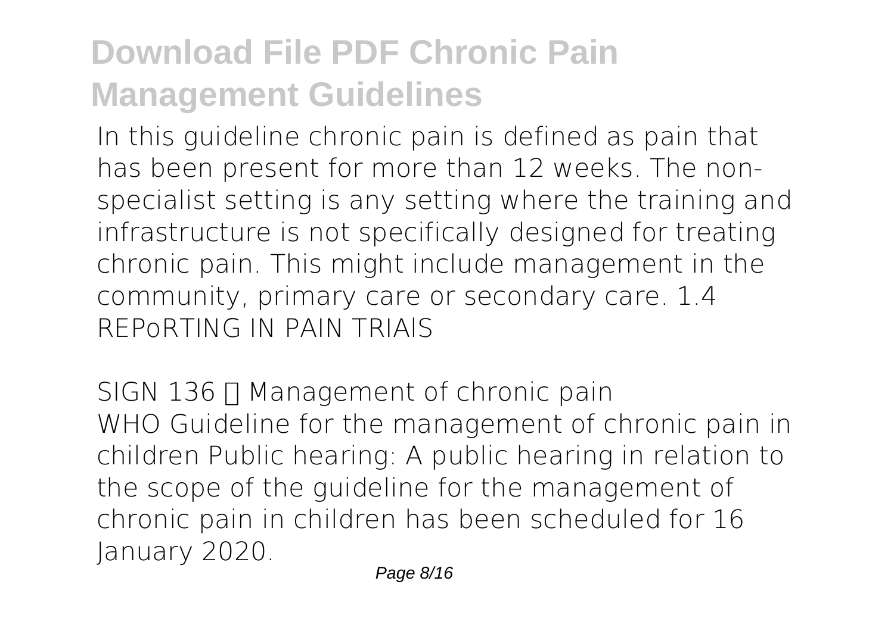# Download File PDF Chronic Pain Management Guidelines

In this guideline chronic pain is defined as pain that has been present for more than 12 weeks. The non-specialist setting is any setting where the training and infrastructure is not specifically designed for treating chronic pain. This might include management in the community, primary care or secondary care. 1.4 REPoRTING IN PAIN TRIAlS

*SIGN 136 • Management of chronic pain*

WHO Guideline for the management of chronic pain in children Public hearing: A public hearing in relation to the scope of the guideline for the management of chronic pain in children has been scheduled for 16 January 2020.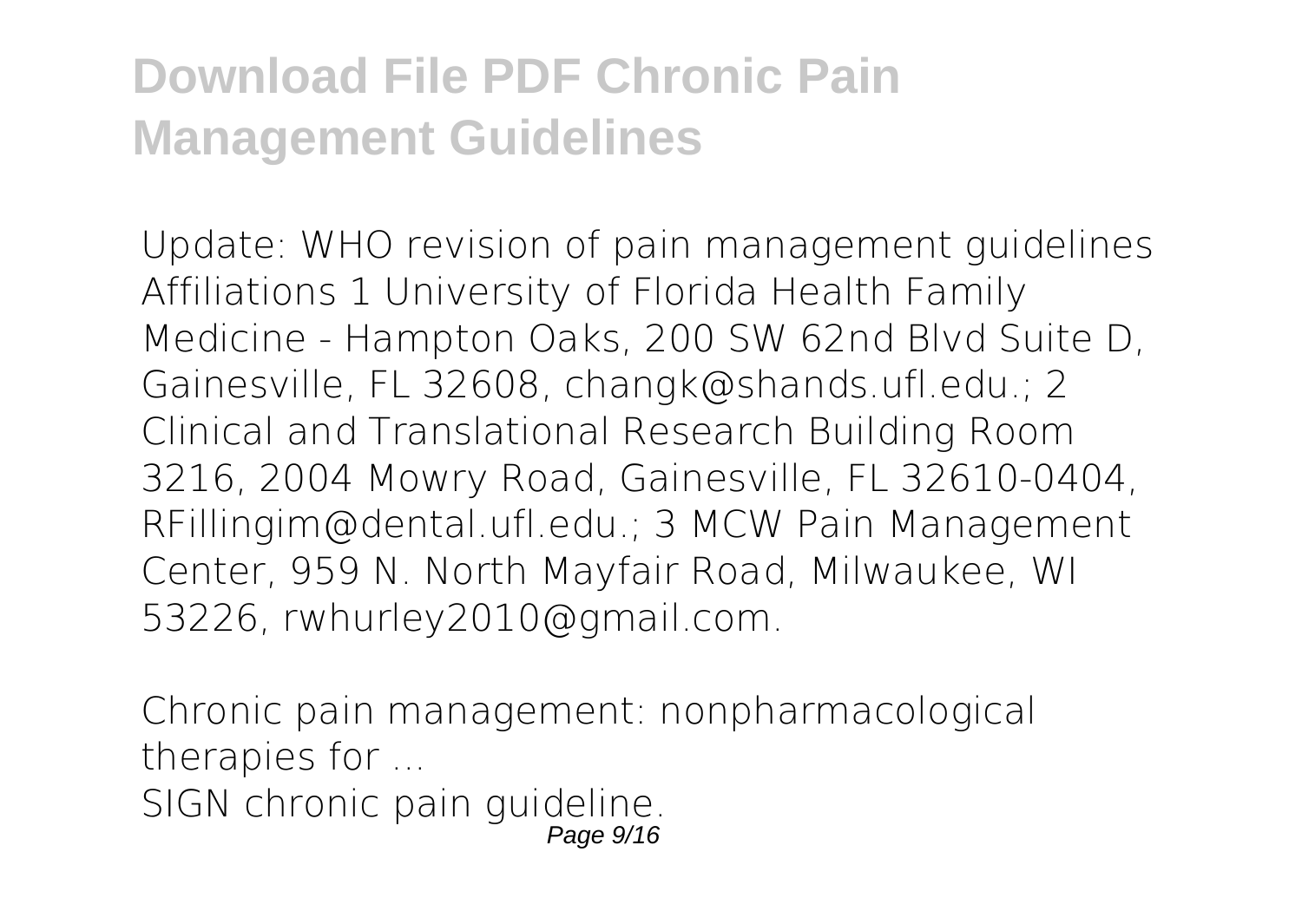Update: WHO revision of pain management guidelines Affiliations 1 University of Florida Health Family Medicine - Hampton Oaks, 200 SW 62nd Blvd Suite D, Gainesville, FL 32608, changk@shands.ufl.edu.; 2 Clinical and Translational Research Building Room 3216, 2004 Mowry Road, Gainesville, FL 32610-0404, RFillingim@dental.ufl.edu.; 3 MCW Pain Management Center, 959 N. North Mayfair Road, Milwaukee, WI 53226, rwhurley2010@gmail.com.

Chronic pain management: nonpharmacological therapies for ...
SIGN chronic pain guideline.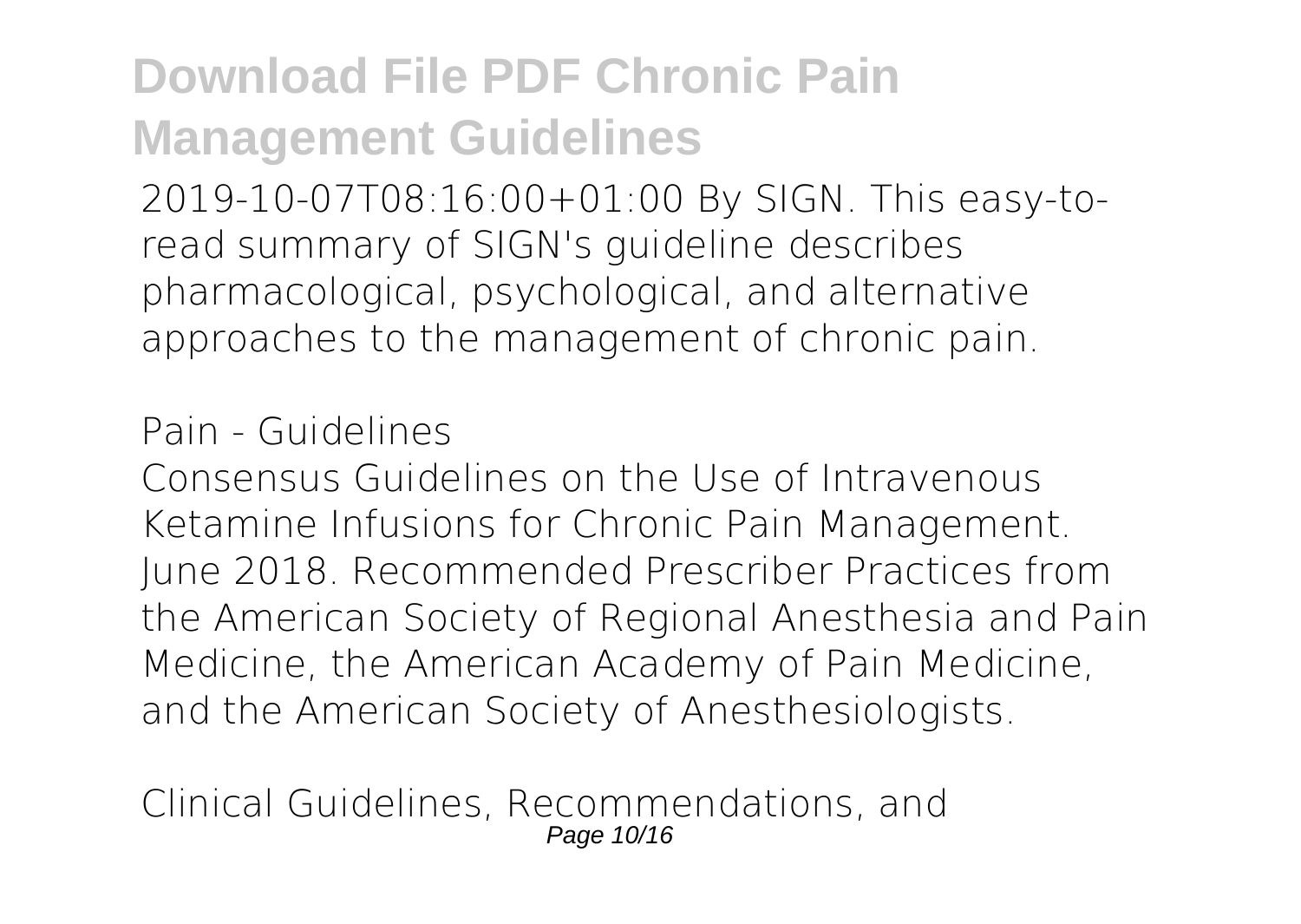2019-10-07T08:16:00+01:00 By SIGN. This easy-to-read summary of SIGN's guideline describes pharmacological, psychological, and alternative approaches to the management of chronic pain.

*Pain - Guidelines*

Consensus Guidelines on the Use of Intravenous Ketamine Infusions for Chronic Pain Management. June 2018. Recommended Prescriber Practices from the American Society of Regional Anesthesia and Pain Medicine, the American Academy of Pain Medicine, and the American Society of Anesthesiologists.

*Clinical Guidelines, Recommendations, and*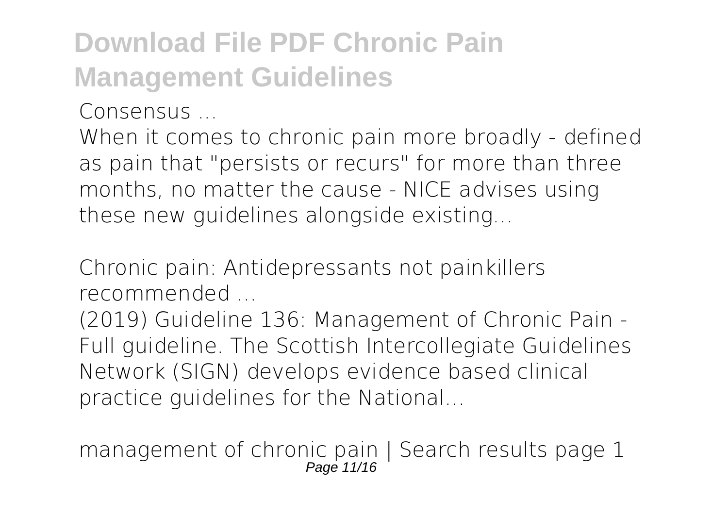Consensus ...

When it comes to chronic pain more broadly - defined as pain that "persists or recurs" for more than three months, no matter the cause - NICE advises using these new guidelines alongside existing...

Chronic pain: Antidepressants not painkillers recommended ...

(2019) Guideline 136: Management of Chronic Pain - Full guideline. The Scottish Intercollegiate Guidelines Network (SIGN) develops evidence based clinical practice guidelines for the National...

management of chronic pain | Search results page 1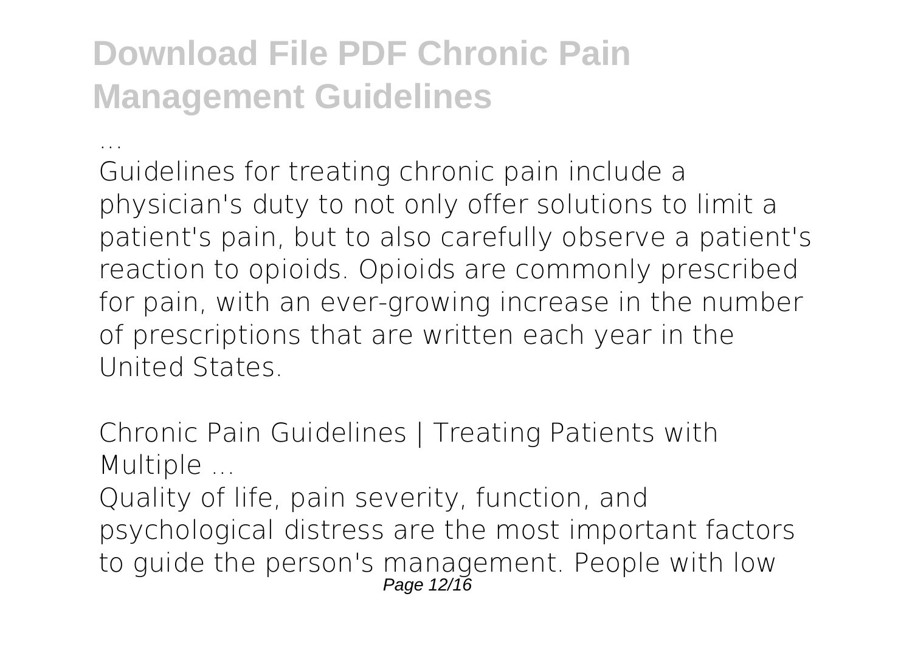*...*

Guidelines for treating chronic pain include a physician's duty to not only offer solutions to limit a patient's pain, but to also carefully observe a patient's reaction to opioids. Opioids are commonly prescribed for pain, with an ever-growing increase in the number of prescriptions that are written each year in the United States.

*Chronic Pain Guidelines | Treating Patients with Multiple ...*

Quality of life, pain severity, function, and psychological distress are the most important factors to guide the person's management. People with low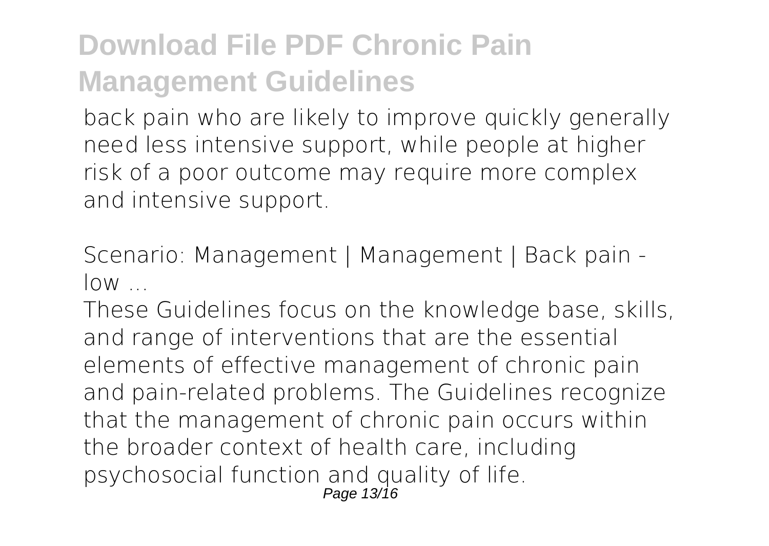back pain who are likely to improve quickly generally need less intensive support, while people at higher risk of a poor outcome may require more complex and intensive support.

*Scenario: Management | Management | Back pain - low ...*

These Guidelines focus on the knowledge base, skills, and range of interventions that are the essential elements of effective management of chronic pain and pain-related problems. The Guidelines recognize that the management of chronic pain occurs within the broader context of health care, including psychosocial function and quality of life.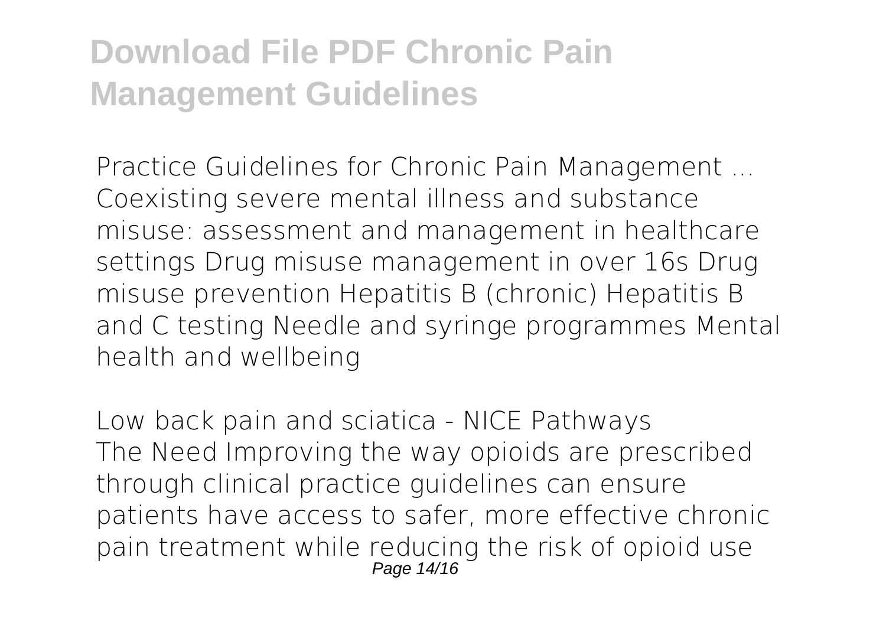# Download File PDF Chronic Pain Management Guidelines

*Practice Guidelines for Chronic Pain Management ...*
Coexisting severe mental illness and substance misuse: assessment and management in healthcare settings Drug misuse management in over 16s Drug misuse prevention Hepatitis B (chronic) Hepatitis B and C testing Needle and syringe programmes Mental health and wellbeing

*Low back pain and sciatica - NICE Pathways*
The Need Improving the way opioids are prescribed through clinical practice guidelines can ensure patients have access to safer, more effective chronic pain treatment while reducing the risk of opioid use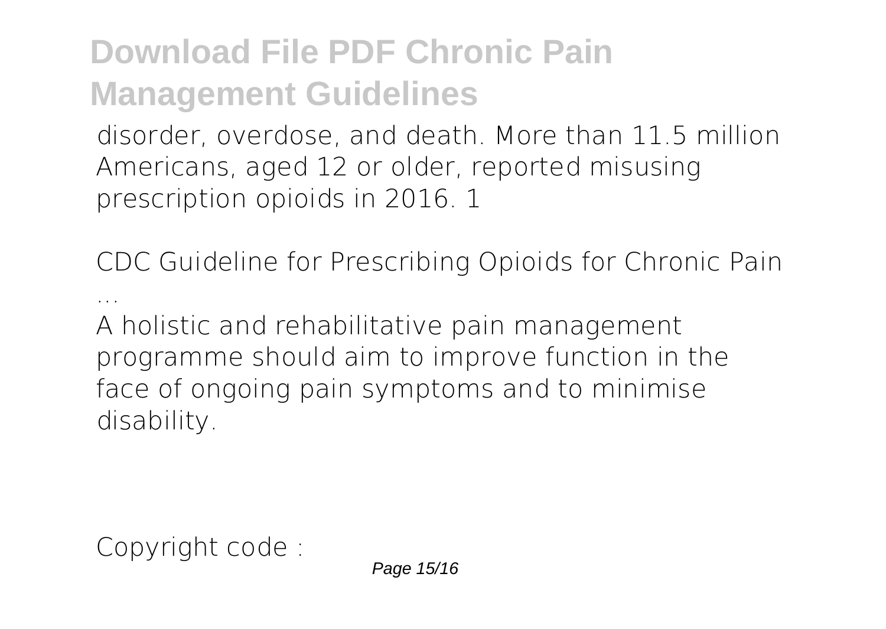disorder, overdose, and death. More than 11.5 million Americans, aged 12 or older, reported misusing prescription opioids in 2016. 1

CDC Guideline for Prescribing Opioids for Chronic Pain ...

A holistic and rehabilitative pain management programme should aim to improve function in the face of ongoing pain symptoms and to minimise disability.

Copyright code :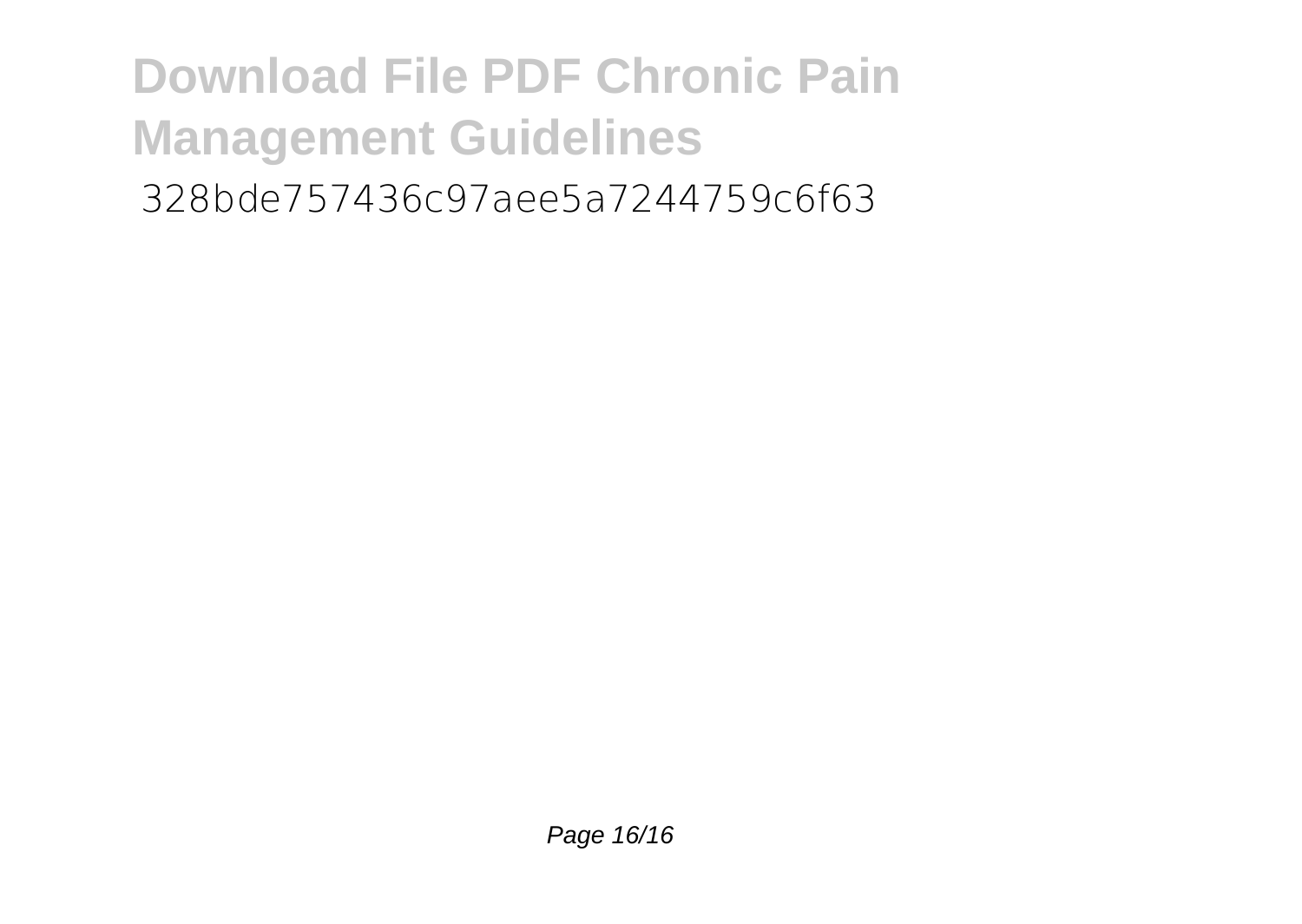328bde757436c97aee5a7244759c6f63